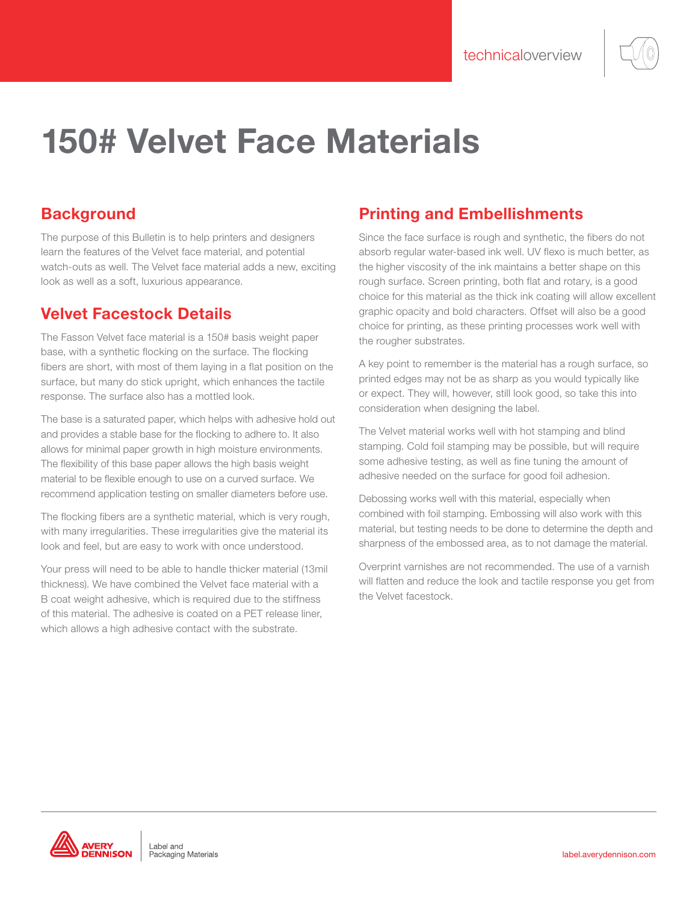# 150# Velvet Face Materials

## Background

The purpose of this Bulletin is to help printers and designers learn the features of the Velvet face material, and potential watch-outs as well. The Velvet face material adds a new, exciting look as well as a soft, luxurious appearance.

## Velvet Facestock Details

The Fasson Velvet face material is a 150# basis weight paper base, with a synthetic flocking on the surface. The flocking fibers are short, with most of them laying in a flat position on the surface, but many do stick upright, which enhances the tactile response. The surface also has a mottled look.

The base is a saturated paper, which helps with adhesive hold out and provides a stable base for the flocking to adhere to. It also allows for minimal paper growth in high moisture environments. The flexibility of this base paper allows the high basis weight material to be flexible enough to use on a curved surface. We recommend application testing on smaller diameters before use.

The flocking fibers are a synthetic material, which is very rough, with many irregularities. These irregularities give the material its look and feel, but are easy to work with once understood.

Your press will need to be able to handle thicker material (13mil thickness). We have combined the Velvet face material with a B coat weight adhesive, which is required due to the stiffness of this material. The adhesive is coated on a PET release liner, which allows a high adhesive contact with the substrate.

## Printing and Embellishments

Since the face surface is rough and synthetic, the fibers do not absorb regular water-based ink well. UV flexo is much better, as the higher viscosity of the ink maintains a better shape on this rough surface. Screen printing, both flat and rotary, is a good choice for this material as the thick ink coating will allow excellent graphic opacity and bold characters. Offset will also be a good choice for printing, as these printing processes work well with the rougher substrates.

A key point to remember is the material has a rough surface, so printed edges may not be as sharp as you would typically like or expect. They will, however, still look good, so take this into consideration when designing the label.

The Velvet material works well with hot stamping and blind stamping. Cold foil stamping may be possible, but will require some adhesive testing, as well as fine tuning the amount of adhesive needed on the surface for good foil adhesion.

Debossing works well with this material, especially when combined with foil stamping. Embossing will also work with this material, but testing needs to be done to determine the depth and sharpness of the embossed area, as to not damage the material.

Overprint varnishes are not recommended. The use of a varnish will flatten and reduce the look and tactile response you get from the Velvet facestock.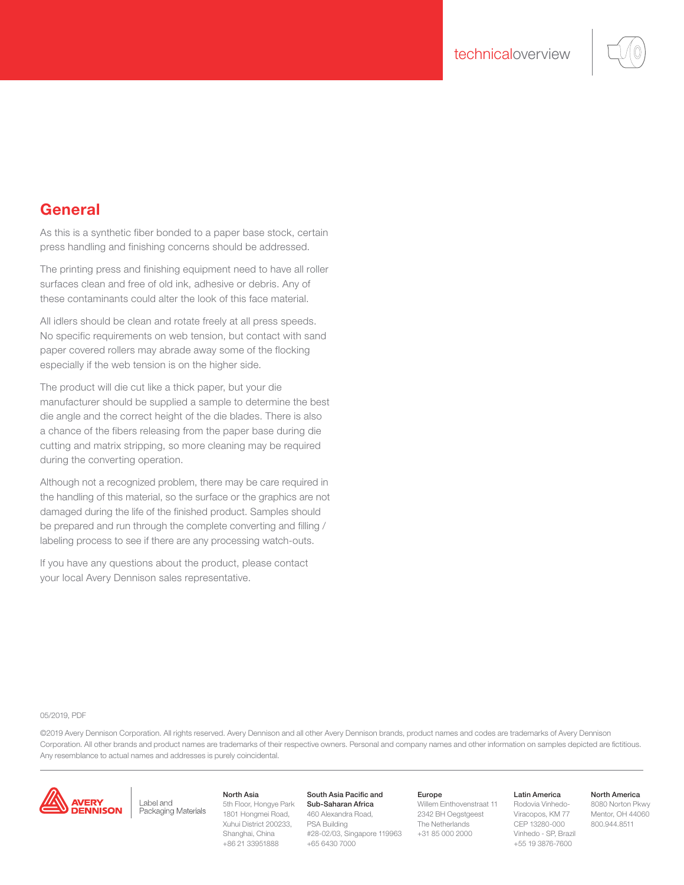## General

As this is a synthetic fiber bonded to a paper base stock, certain press handling and finishing concerns should be addressed.

The printing press and finishing equipment need to have all roller surfaces clean and free of old ink, adhesive or debris. Any of these contaminants could alter the look of this face material.

All idlers should be clean and rotate freely at all press speeds. No specific requirements on web tension, but contact with sand paper covered rollers may abrade away some of the flocking especially if the web tension is on the higher side.

The product will die cut like a thick paper, but your die manufacturer should be supplied a sample to determine the best die angle and the correct height of the die blades. There is also a chance of the fibers releasing from the paper base during die cutting and matrix stripping, so more cleaning may be required during the converting operation.

Although not a recognized problem, there may be care required in the handling of this material, so the surface or the graphics are not damaged during the life of the finished product. Samples should be prepared and run through the complete converting and filling / labeling process to see if there are any processing watch-outs.

If you have any questions about the product, please contact your local Avery Dennison sales representative.

05/2019, PDF

©2019 Avery Dennison Corporation. All rights reserved. Avery Dennison and all other Avery Dennison brands, product names and codes are trademarks of Avery Dennison Corporation. All other brands and product names are trademarks of their respective owners. Personal and company names and other information on samples depicted are fictitious. Any resemblance to actual names and addresses is purely coincidental.

AVERY DENNISON | Label and Packaging Materials

**North Asia**
5th Floor, Hongye Park
1801 Hongmei Road,
Xuhui District 200233,
Shanghai, China
+86 21 33951888

**South Asia Pacific and Sub-Saharan Africa**
460 Alexandra Road,
PSA Building
#28-02/03, Singapore 119963
+65 6430 7000

**Europe**
Willem Einthovenstraat 11
2342 BH Oegstgeest
The Netherlands
+31 85 000 2000

**Latin America**
Rodovia Vinhedo-Viracopos, KM 77
CEP 13280-000
Vinhedo - SP, Brazil
+55 19 3876-7600

**North America**
8080 Norton Pkwy
Mentor, OH 44060
800.944.8511